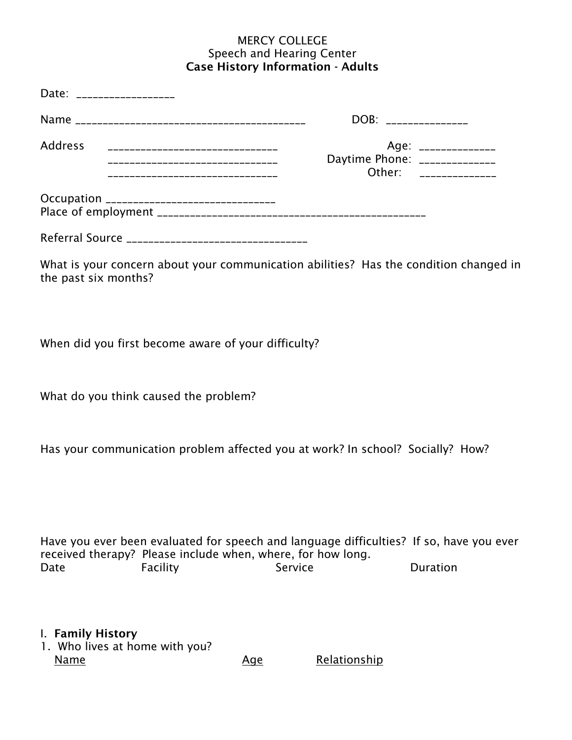MERCY COLLEGE

Speech and Hearing Center

**Case History Information - Adults**

Date: _________________

Name __________________________________________ DOB: ______________

Address _______________________________ Age: _____________

_______________________________ Daytime Phone: _____________

_______________________________ Other: _____________

Occupation ______________________________

Place of employment _________________________________________________

Referral Source ________________________________

What is your concern about your communication abilities? Has the condition changed in the past six months?

When did you first become aware of your difficulty?

What do you think caused the problem?

Has your communication problem affected you at work? In school? Socially? How?

Have you ever been evaluated for speech and language difficulties? If so, have you ever received therapy? Please include when, where, for how long.

| Date | Facility | Service | Duration |
|---|---|---|---|

I. **Family History**

1. Who lives at home with you?

| Name | Age | Relationship |
|---|---|---|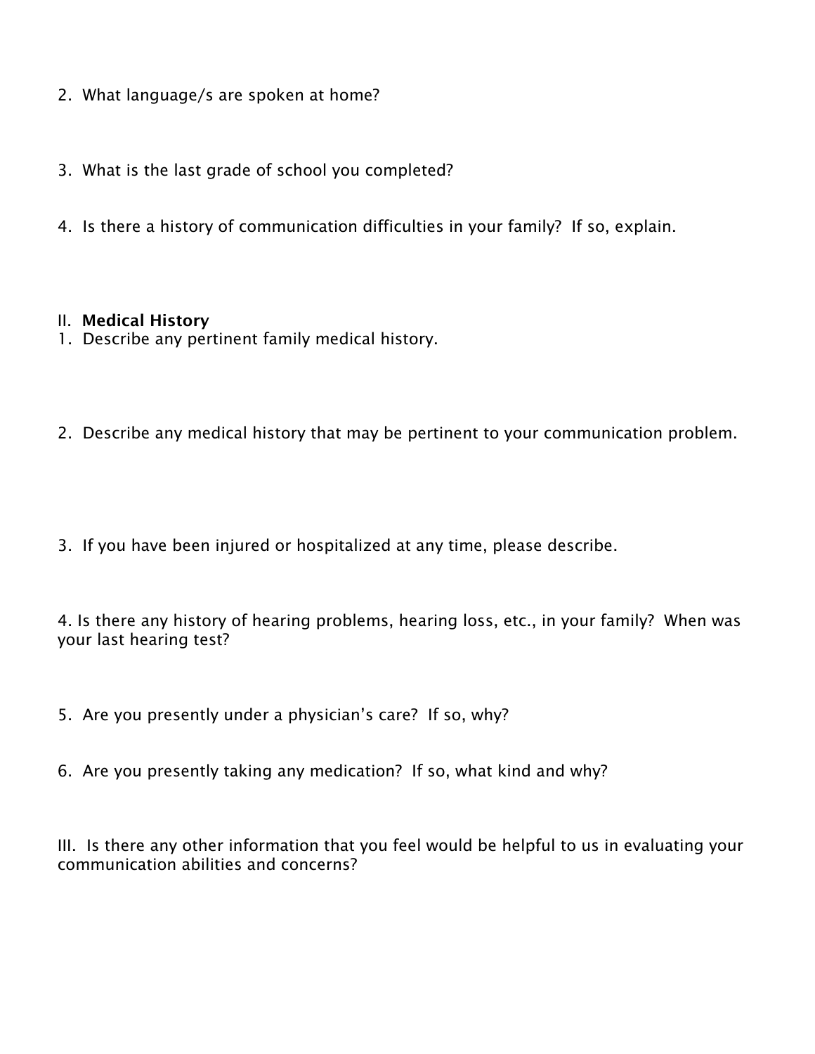2. What language/s are spoken at home?

3. What is the last grade of school you completed?

4. Is there a history of communication difficulties in your family? If so, explain.

II. **Medical History**

1. Describe any pertinent family medical history.

2. Describe any medical history that may be pertinent to your communication problem.

3. If you have been injured or hospitalized at any time, please describe.

4. Is there any history of hearing problems, hearing loss, etc., in your family? When was your last hearing test?

5. Are you presently under a physician's care? If so, why?

6. Are you presently taking any medication? If so, what kind and why?

III. Is there any other information that you feel would be helpful to us in evaluating your communication abilities and concerns?